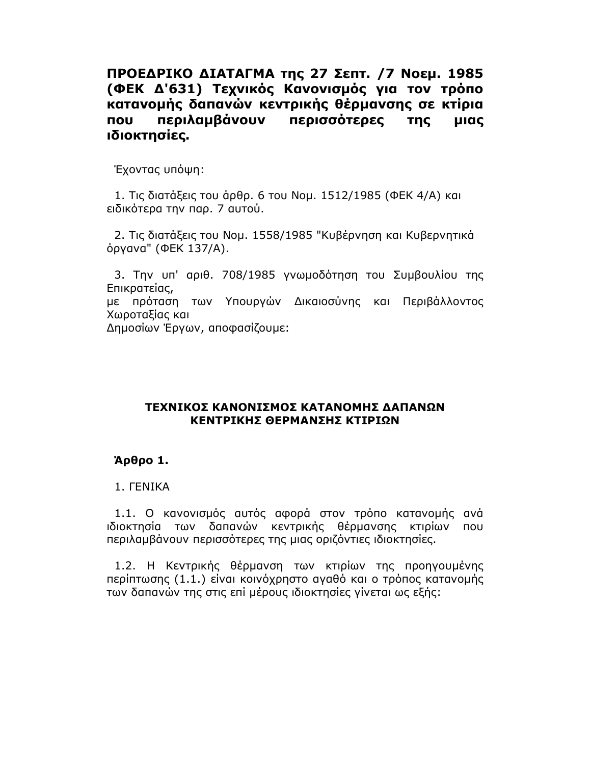# ΠΡΟΕΔΡΙΚΟ ΔΙΑΤΑΓΜΑ της 27 Σεπτ. /7 Νοεμ. 1985 (ΦΕΚ Δ'631) Τεχνικός Κανονισμός για τον τρόπο κατανομής δαπανών κεντρικής θέρμανσης σε κτίρια που περιλαμβάνουν περισσότερες της μιας ιδιοκτησίες.

Έχοντας υπόψη:

1. Τις διατάξεις του άρθρ. 6 του Νομ. 1512/1985 (ΦΕΚ 4/Α) και ειδικότερα την παρ. 7 αυτού.

2. Τις διατάξεις του Νομ. 1558/1985 "Κυβέρνηση και Κυβερνητικά όργανα" (ΦΕΚ 137/Α).

3. Την υπ' αριθ. 708/1985 γνωμοδότηση του Συμβουλίου της Επικρατείας,
με πρόταση των Υπουργών Δικαιοσύνης και Περιβάλλοντος Χωροταξίας και
Δημοσίων Έργων, αποφασίζουμε:

## ΤΕΧΝΙΚΟΣ ΚΑΝΟΝΙΣΜΟΣ ΚΑΤΑΝΟΜΗΣ ΔΑΠΑΝΩΝ ΚΕΝΤΡΙΚΗΣ ΘΕΡΜΑΝΣΗΣ ΚΤΙΡΙΩΝ

### Άρθρο 1.

1. ΓΕΝΙΚΑ

1.1. Ο κανονισμός αυτός αφορά στον τρόπο κατανομής ανά ιδιοκτησία των δαπανών κεντρικής θέρμανσης κτιρίων που περιλαμβάνουν περισσότερες της μιας οριζόντιες ιδιοκτησίες.

1.2. Η Κεντρικής θέρμανση των κτιρίων της προηγουμένης περίπτωσης (1.1.) είναι κοινόχρηστο αγαθό και ο τρόπος κατανομής των δαπανών της στις επί μέρους ιδιοκτησίες γίνεται ως εξής: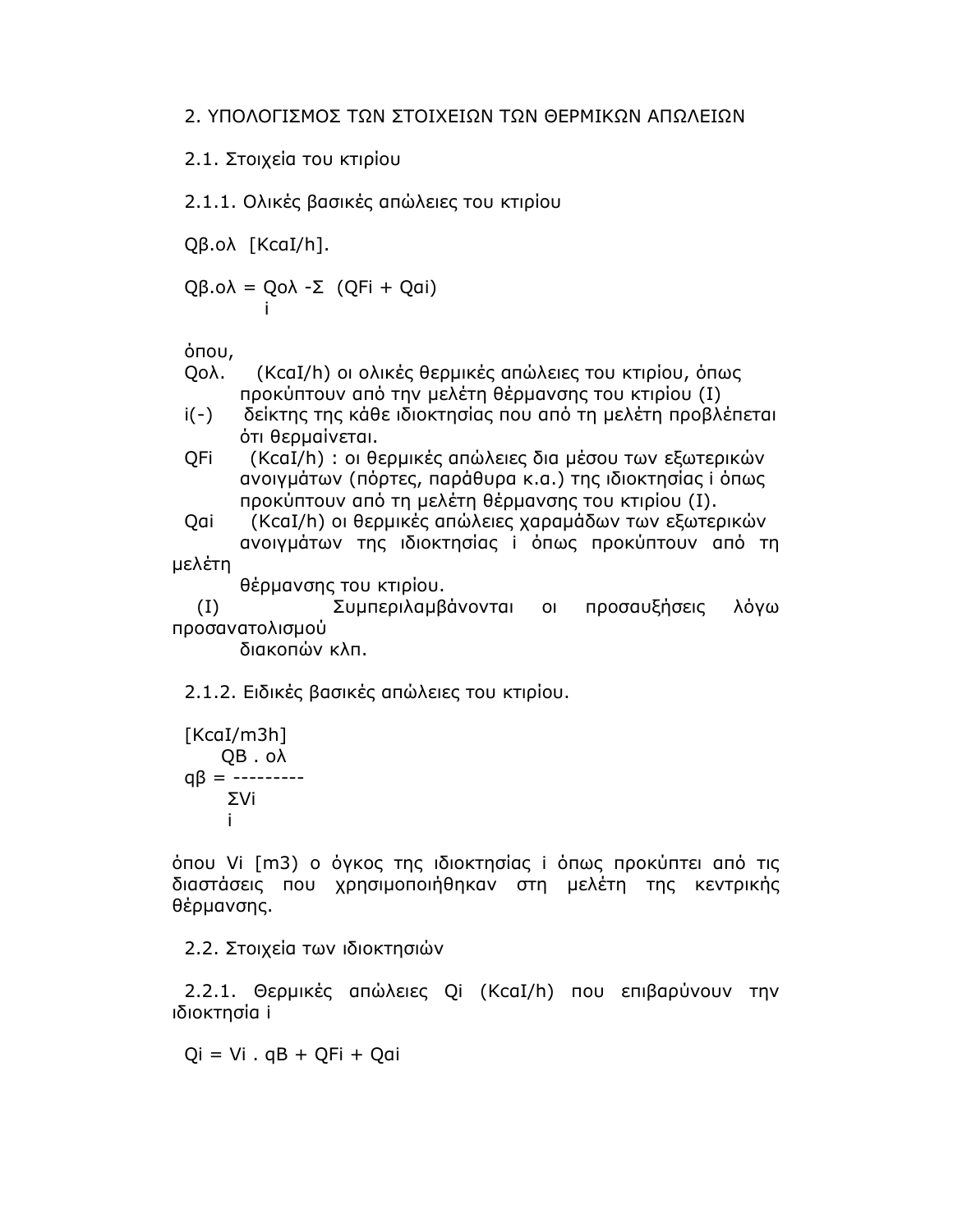## 2. ΥΠΟΛΟΓΙΣΜΟΣ ΤΩΝ ΣΤΟΙΧΕΙΩΝ ΤΩΝ ΘΕΡΜΙΚΩΝ ΑΠΩΛΕΙΩΝ

### 2.1. Στοιχεία του κτιρίου

#### 2.1.1. Ολικές βασικές απώλειες του κτιρίου

$Q_{β.ολ}$ [KcaI/h].

$$Q_{β.ολ} = Q_{ολ} - \sum_i (Q_{Fi} + Q_{ai})$$

όπου,

- $Q_{ολ}$. (KcaI/h) οι ολικές θερμικές απώλειες του κτιρίου, όπως προκύπτουν από την μελέτη θέρμανσης του κτιρίου (I)
- i(-) δείκτης της κάθε ιδιοκτησίας που από τη μελέτη προβλέπεται ότι θερμαίνεται.
- $Q_{Fi}$ (KcaI/h) : οι θερμικές απώλειες δια μέσου των εξωτερικών ανοιγμάτων (πόρτες, παράθυρα κ.α.) της ιδιοκτησίας i όπως προκύπτουν από τη μελέτη θέρμανσης του κτιρίου (I).
- $Q_{ai}$ (KcaI/h) οι θερμικές απώλειες χαραμάδων των εξωτερικών ανοιγμάτων της ιδιοκτησίας i όπως προκύπτουν από τη μελέτη θέρμανσης του κτιρίου.
- (I) Συμπεριλαμβάνονται οι προσαυξήσεις λόγω προσανατολισμού διακοπών κλπ.

#### 2.1.2. Ειδικές βασικές απώλειες του κτιρίου.

[KcaI/m3h]

$$q_β = \frac{Q_{B.ολ}}{\sum_i V_i}$$

όπου $V_i$ [m3) ο όγκος της ιδιοκτησίας i όπως προκύπτει από τις διαστάσεις που χρησιμοποιήθηκαν στη μελέτη της κεντρικής θέρμανσης.

### 2.2. Στοιχεία των ιδιοκτησιών

#### 2.2.1. Θερμικές απώλειες $Q_i$ (KcaI/h) που επιβαρύνουν την ιδιοκτησία i

$$Q_i = V_i \cdot q_B + Q_{Fi} + Q_{ai}$$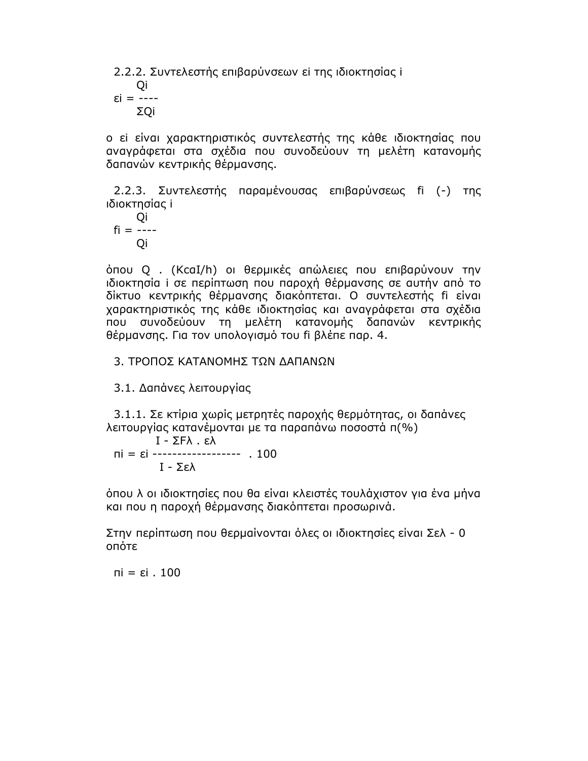2.2.2. Συντελεστής επιβαρύνσεων $\varepsilon_i$ της ιδιοκτησίας i

$$\varepsilon_i = \frac{Q_i}{\Sigma Q_i}$$

ο $\varepsilon_i$ είναι χαρακτηριστικός συντελεστής της κάθε ιδιοκτησίας που αναγράφεται στα σχέδια που συνοδεύουν τη μελέτη κατανομής δαπανών κεντρικής θέρμανσης.

2.2.3. Συντελεστής παραμένουσας επιβαρύνσεως $f_i$ (-) της ιδιοκτησίας i

$$f_i = \frac{Q_i}{Q_i}$$

όπου Q . (KcaI/h) οι θερμικές απώλειες που επιβαρύνουν την ιδιοκτησία i σε περίπτωση που παροχή θέρμανσης σε αυτήν από το δίκτυο κεντρικής θέρμανσης διακόπτεται. Ο συντελεστής $f_i$ είναι χαρακτηριστικός της κάθε ιδιοκτησίας και αναγράφεται στα σχέδια που συνοδεύουν τη μελέτη κατανομής δαπανών κεντρικής θέρμανσης. Για τον υπολογισμό του $f_i$ βλέπε παρ. 4.

3. ΤΡΟΠΟΣ ΚΑΤΑΝΟΜΗΣ ΤΩΝ ΔΑΠΑΝΩΝ

3.1. Δαπάνες λειτουργίας

3.1.1. Σε κτίρια χωρίς μετρητές παροχής θερμότητας, οι δαπάνες λειτουργίας κατανέμονται με τα παραπάνω ποσοστά π(%)

$$\pi_i = \varepsilon_i \frac{I - \Sigma F_\lambda \cdot \varepsilon_\lambda}{I - \Sigma \varepsilon_\lambda} \cdot 100$$

όπου λ οι ιδιοκτησίες που θα είναι κλειστές τουλάχιστον για ένα μήνα και που η παροχή θέρμανσης διακόπτεται προσωρινά.

Στην περίπτωση που θερμαίνονται όλες οι ιδιοκτησίες είναι $\Sigma\varepsilon_\lambda$ - 0 οπότε

$$\pi_i = \varepsilon_i \cdot 100$$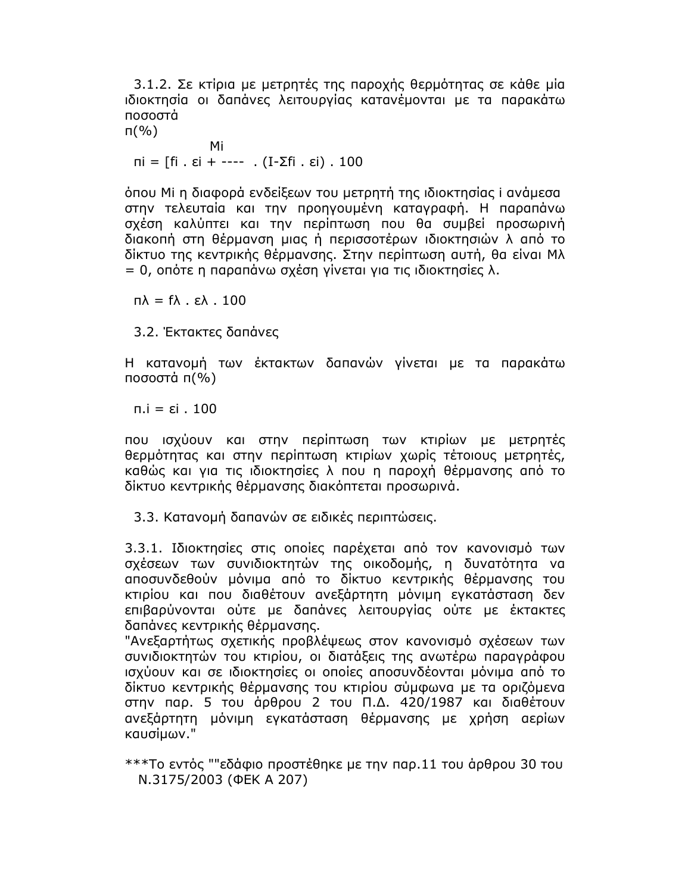3.1.2. Σε κτίρια με μετρητές της παροχής θερμότητας σε κάθε μία ιδιοκτησία οι δαπάνες λειτουργίας κατανέμονται με τα παρακάτω ποσοστά
π(%)

$$\pi_i = [f_i \cdot \varepsilon_i + \frac{M_i}{\quad} \cdot (I - \Sigma f_i \cdot \varepsilon_i) \cdot 100$$

όπου $M_i$ η διαφορά ενδείξεων του μετρητή της ιδιοκτησίας i ανάμεσα στην τελευταία και την προηγουμένη καταγραφή. Η παραπάνω σχέση καλύπτει και την περίπτωση που θα συμβεί προσωρινή διακοπή στη θέρμανση μιας ή περισσοτέρων ιδιοκτησιών λ από το δίκτυο της κεντρικής θέρμανσης. Στην περίπτωση αυτή, θα είναι $M_\lambda = 0$, οπότε η παραπάνω σχέση γίνεται για τις ιδιοκτησίες λ.

$$\pi_\lambda = f_\lambda \cdot \varepsilon_\lambda \cdot 100$$

3.2. Έκτακτες δαπάνες

Η κατανομή των έκτακτων δαπανών γίνεται με τα παρακάτω ποσοστά π(%)

$$\pi_{.i} = \varepsilon_i \cdot 100$$

που ισχύουν και στην περίπτωση των κτιρίων με μετρητές θερμότητας και στην περίπτωση κτιρίων χωρίς τέτοιους μετρητές, καθώς και για τις ιδιοκτησίες λ που η παροχή θέρμανσης από το δίκτυο κεντρικής θέρμανσης διακόπτεται προσωρινά.

3.3. Κατανομή δαπανών σε ειδικές περιπτώσεις.

3.3.1. Ιδιοκτησίες στις οποίες παρέχεται από τον κανονισμό των σχέσεων των συνιδιοκτητών της οικοδομής, η δυνατότητα να αποσυνδεθούν μόνιμα από το δίκτυο κεντρικής θέρμανσης του κτιρίου και που διαθέτουν ανεξάρτητη μόνιμη εγκατάσταση δεν επιβαρύνονται ούτε με δαπάνες λειτουργίας ούτε με έκτακτες δαπάνες κεντρικής θέρμανσης.
"Ανεξαρτήτως σχετικής προβλέψεως στον κανονισμό σχέσεων των συνιδιοκτητών του κτιρίου, οι διατάξεις της ανωτέρω παραγράφου ισχύουν και σε ιδιοκτησίες οι οποίες αποσυνδέονται μόνιμα από το δίκτυο κεντρικής θέρμανσης του κτιρίου σύμφωνα με τα οριζόμενα στην παρ. 5 του άρθρου 2 του Π.Δ. 420/1987 και διαθέτουν ανεξάρτητη μόνιμη εγκατάσταση θέρμανσης με χρήση αερίων καυσίμων."

***Το εντός ""εδάφιο προστέθηκε με την παρ.11 του άρθρου 30 του Ν.3175/2003 (ΦΕΚ Α 207)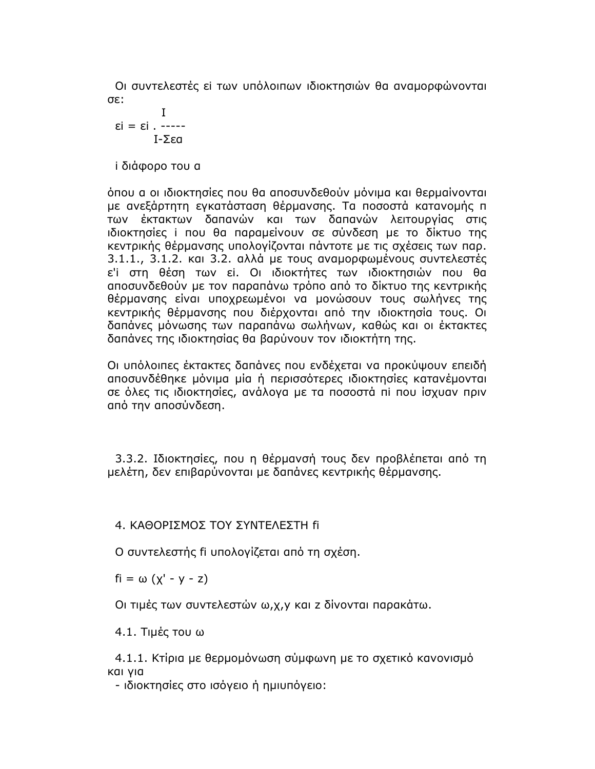Οι συντελεστές εi των υπόλοιπων ιδιοκτησιών θα αναμορφώνονται σε:

$$\varepsilon i = \varepsilon i \cdot \frac{I}{I - \Sigma\varepsilon\alpha}$$

i διάφορο του α

όπου α οι ιδιοκτησίες που θα αποσυνδεθούν μόνιμα και θερμαίνονται με ανεξάρτητη εγκατάσταση θέρμανσης. Τα ποσοστά κατανομής π των έκτακτων δαπανών και των δαπανών λειτουργίας στις ιδιοκτησίες i που θα παραμείνουν σε σύνδεση με το δίκτυο της κεντρικής θέρμανσης υπολογίζονται πάντοτε με τις σχέσεις των παρ. 3.1.1., 3.1.2. και 3.2. αλλά με τους αναμορφωμένους συντελεστές ε'i στη θέση των εi. Οι ιδιοκτήτες των ιδιοκτησιών που θα αποσυνδεθούν με τον παραπάνω τρόπο από το δίκτυο της κεντρικής θέρμανσης είναι υποχρεωμένοι να μονώσουν τους σωλήνες της κεντρικής θέρμανσης που διέρχονται από την ιδιοκτησία τους. Οι δαπάνες μόνωσης των παραπάνω σωλήνων, καθώς και οι έκτακτες δαπάνες της ιδιοκτησίας θα βαρύνουν τον ιδιοκτήτη της.

Οι υπόλοιπες έκτακτες δαπάνες που ενδέχεται να προκύψουν επειδή αποσυνδέθηκε μόνιμα μία ή περισσότερες ιδιοκτησίες κατανέμονται σε όλες τις ιδιοκτησίες, ανάλογα με τα ποσοστά πi που ίσχυαν πριν από την αποσύνδεση.

3.3.2. Ιδιοκτησίες, που η θέρμανσή τους δεν προβλέπεται από τη μελέτη, δεν επιβαρύνονται με δαπάνες κεντρικής θέρμανσης.

## 4. ΚΑΘΟΡΙΣΜΟΣ ΤΟΥ ΣΥΝΤΕΛΕΣΤΗ fi

Ο συντελεστής fi υπολογίζεται από τη σχέση.

$$fi = \omega\,(\chi' - y - z)$$

Οι τιμές των συντελεστών ω,χ,y και z δίνονται παρακάτω.

### 4.1. Τιμές του ω

4.1.1. Κτίρια με θερμομόνωση σύμφωνη με το σχετικό κανονισμό και για

- ιδιοκτησίες στο ισόγειο ή ημιυπόγειο: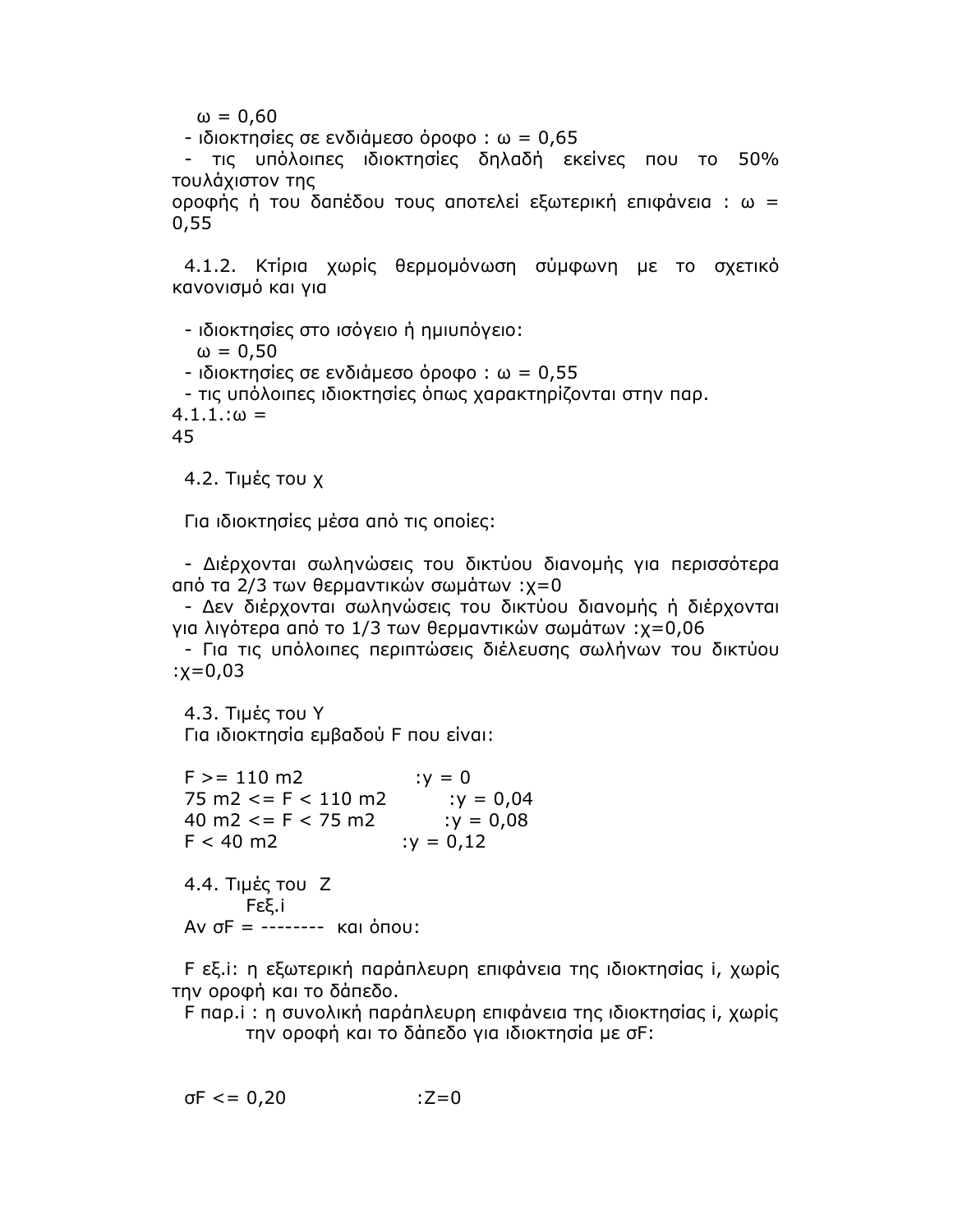$\omega = 0{,}60$

- ιδιοκτησίες σε ενδιάμεσο όροφο : $\omega = 0{,}65$
- τις υπόλοιπες ιδιοκτησίες δηλαδή εκείνες που το 50% τουλάχιστον της οροφής ή του δαπέδου τους αποτελεί εξωτερική επιφάνεια : $\omega = 0{,}55$

4.1.2. Κτίρια χωρίς θερμομόνωση σύμφωνη με το σχετικό κανονισμό και για

- ιδιοκτησίες στο ισόγειο ή ημιυπόγειο: $\omega = 0{,}50$
- ιδιοκτησίες σε ενδιάμεσο όροφο : $\omega = 0{,}55$
- τις υπόλοιπες ιδιοκτησίες όπως χαρακτηρίζονται στην παρ. 4.1.1.: $\omega = 45$

4.2. Τιμές του χ

Για ιδιοκτησίες μέσα από τις οποίες:

- Διέρχονται σωληνώσεις του δικτύου διανομής για περισσότερα από τα 2/3 των θερμαντικών σωμάτων : $\chi=0$
- Δεν διέρχονται σωληνώσεις του δικτύου διανομής ή διέρχονται για λιγότερα από το 1/3 των θερμαντικών σωμάτων : $\chi=0{,}06$
- Για τις υπόλοιπες περιπτώσεις διέλευσης σωλήνων του δικτύου : $\chi=0{,}03$

4.3. Τιμές του Y

Για ιδιοκτησία εμβαδού F που είναι:

| | |
|---|---|
| $F >= 110$ m2 | $:y = 0$ |
| $75$ m2 $<= F < 110$ m2 | $:y = 0{,}04$ |
| $40$ m2 $<= F < 75$ m2 | $:y = 0{,}08$ |
| $F < 40$ m2 | $:y = 0{,}12$ |

4.4. Τιμές του Z

Αν $\sigma F = \dfrac{F_{\varepsilon\xi.i}}{}$ και όπου:

$F_{\varepsilon\xi.i}$: η εξωτερική παράπλευρη επιφάνεια της ιδιοκτησίας i, χωρίς την οροφή και το δάπεδο.

$F_{\pi\alpha\rho.i}$ : η συνολική παράπλευρη επιφάνεια της ιδιοκτησίας i, χωρίς την οροφή και το δάπεδο για ιδιοκτησία με σF:

$\sigma F <= 0{,}20$ $:Z=0$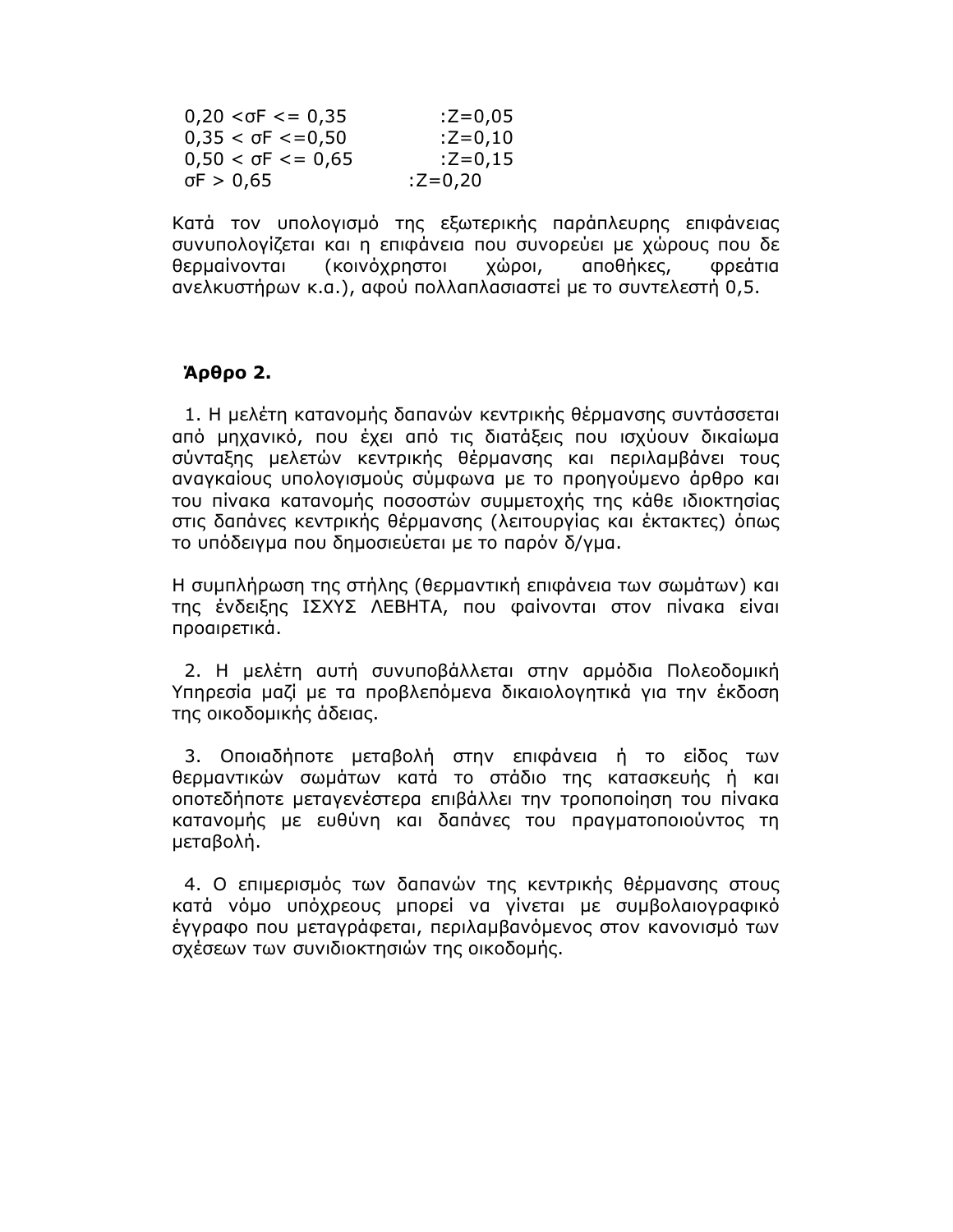0,20 < $\sigma F$ <= 0,35 :Z=0,05
0,35 < $\sigma F$ <=0,50 :Z=0,10
0,50 < $\sigma F$ <= 0,65 :Z=0,15
$\sigma F$ > 0,65 :Z=0,20

Κατά τον υπολογισμό της εξωτερικής παράπλευρης επιφάνειας συνυπολογίζεται και η επιφάνεια που συνορεύει με χώρους που δε θερμαίνονται (κοινόχρηστοι χώροι, αποθήκες, φρεάτια ανελκυστήρων κ.α.), αφού πολλαπλασιαστεί με το συντελεστή 0,5.

**Άρθρο 2.**

1. Η μελέτη κατανομής δαπανών κεντρικής θέρμανσης συντάσσεται από μηχανικό, που έχει από τις διατάξεις που ισχύουν δικαίωμα σύνταξης μελετών κεντρικής θέρμανσης και περιλαμβάνει τους αναγκαίους υπολογισμούς σύμφωνα με το προηγούμενο άρθρο και του πίνακα κατανομής ποσοστών συμμετοχής της κάθε ιδιοκτησίας στις δαπάνες κεντρικής θέρμανσης (λειτουργίας και έκτακτες) όπως το υπόδειγμα που δημοσιεύεται με το παρόν δ/γμα.

Η συμπλήρωση της στήλης (θερμαντική επιφάνεια των σωμάτων) και της ένδειξης ΙΣΧΥΣ ΛΕΒΗΤΑ, που φαίνονται στον πίνακα είναι προαιρετικά.

2. Η μελέτη αυτή συνυποβάλλεται στην αρμόδια Πολεοδομική Υπηρεσία μαζί με τα προβλεπόμενα δικαιολογητικά για την έκδοση της οικοδομικής άδειας.

3. Οποιαδήποτε μεταβολή στην επιφάνεια ή το είδος των θερμαντικών σωμάτων κατά το στάδιο της κατασκευής ή και οποτεδήποτε μεταγενέστερα επιβάλλει την τροποποίηση του πίνακα κατανομής με ευθύνη και δαπάνες του πραγματοποιούντος τη μεταβολή.

4. Ο επιμερισμός των δαπανών της κεντρικής θέρμανσης στους κατά νόμο υπόχρεους μπορεί να γίνεται με συμβολαιογραφικό έγγραφο που μεταγράφεται, περιλαμβανόμενος στον κανονισμό των σχέσεων των συνιδιοκτησιών της οικοδομής.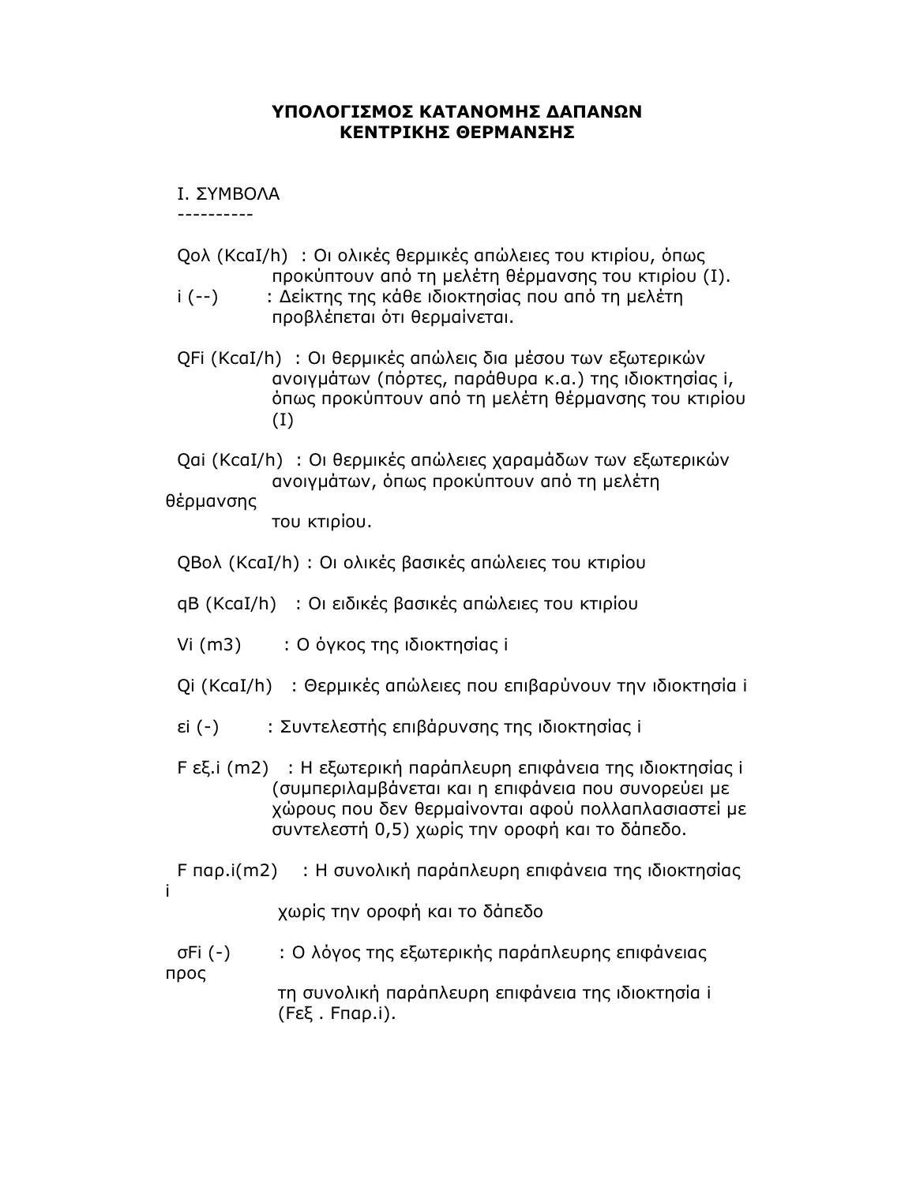# ΥΠΟΛΟΓΙΣΜΟΣ ΚΑΤΑΝΟΜΗΣ ΔΑΠΑΝΩΝ ΚΕΝΤΡΙΚΗΣ ΘΕΡΜΑΝΣΗΣ

## I. ΣΥΜΒΟΛΑ

----------

$Q_{ολ}$ (KcaI/h) : Οι ολικές θερμικές απώλειες του κτιρίου, όπως προκύπτουν από τη μελέτη θέρμανσης του κτιρίου (I).

i (--) : Δείκτης της κάθε ιδιοκτησίας που από τη μελέτη προβλέπεται ότι θερμαίνεται.

$Q_{Fi}$ (KcaI/h) : Οι θερμικές απώλεις δια μέσου των εξωτερικών ανοιγμάτων (πόρτες, παράθυρα κ.α.) της ιδιοκτησίας i, όπως προκύπτουν από τη μελέτη θέρμανσης του κτιρίου (I)

$Q_{ai}$ (KcaI/h) : Οι θερμικές απώλειες χαραμάδων των εξωτερικών ανοιγμάτων, όπως προκύπτουν από τη μελέτη θέρμανσης του κτιρίου.

$Q_{Bολ}$ (KcaI/h) : Οι ολικές βασικές απώλειες του κτιρίου

$q_B$ (KcaI/h) : Οι ειδικές βασικές απώλειες του κτιρίου

$V_i$ (m3) : Ο όγκος της ιδιοκτησίας i

$Q_i$ (KcaI/h) : Θερμικές απώλειες που επιβαρύνουν την ιδιοκτησία i

$ε_i$ (-) : Συντελεστής επιβάρυνσης της ιδιοκτησίας i

$F_{εξ.i}$ (m2) : Η εξωτερική παράπλευρη επιφάνεια της ιδιοκτησίας i (συμπεριλαμβάνεται και η επιφάνεια που συνορεύει με χώρους που δεν θερμαίνονται αφού πολλαπλασιαστεί με συντελεστή 0,5) χωρίς την οροφή και το δάπεδο.

$F_{παρ.i}$(m2) : Η συνολική παράπλευρη επιφάνεια της ιδιοκτησίας i χωρίς την οροφή και το δάπεδο

$σ_{Fi}$ (-) : Ο λόγος της εξωτερικής παράπλευρης επιφάνειας προς τη συνολική παράπλευρη επιφάνεια της ιδιοκτησία i ($F_{εξ}$ . $F_{παρ.i}$).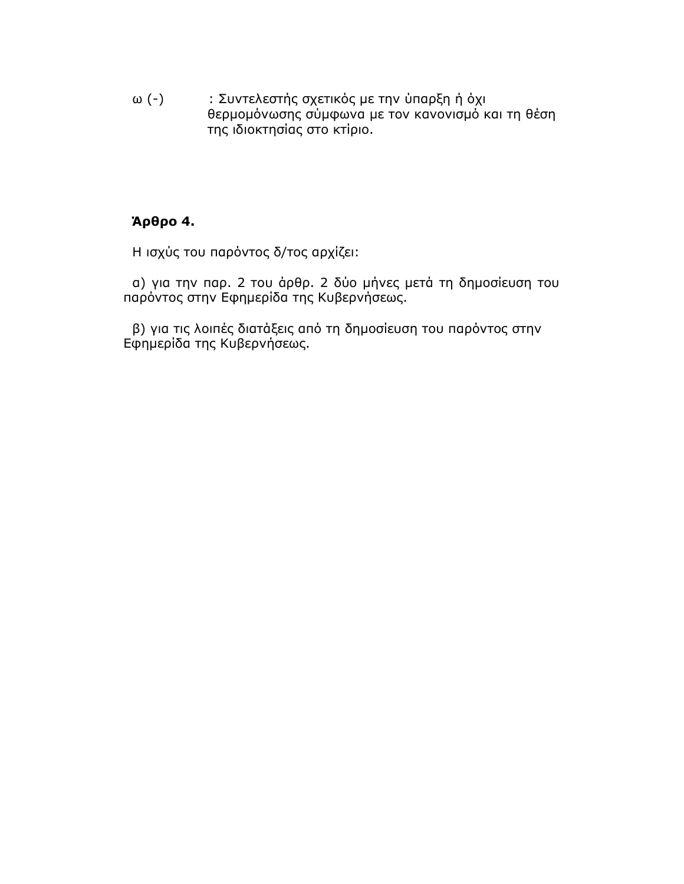ω (-) : Συντελεστής σχετικός με την ύπαρξη ή όχι θερμομόνωσης σύμφωνα με τον κανονισμό και τη θέση της ιδιοκτησίας στο κτίριο.

**Άρθρο 4.**

Η ισχύς του παρόντος δ/τος αρχίζει:

α) για την παρ. 2 του άρθρ. 2 δύο μήνες μετά τη δημοσίευση του παρόντος στην Εφημερίδα της Κυβερνήσεως.

β) για τις λοιπές διατάξεις από τη δημοσίευση του παρόντος στην Εφημερίδα της Κυβερνήσεως.